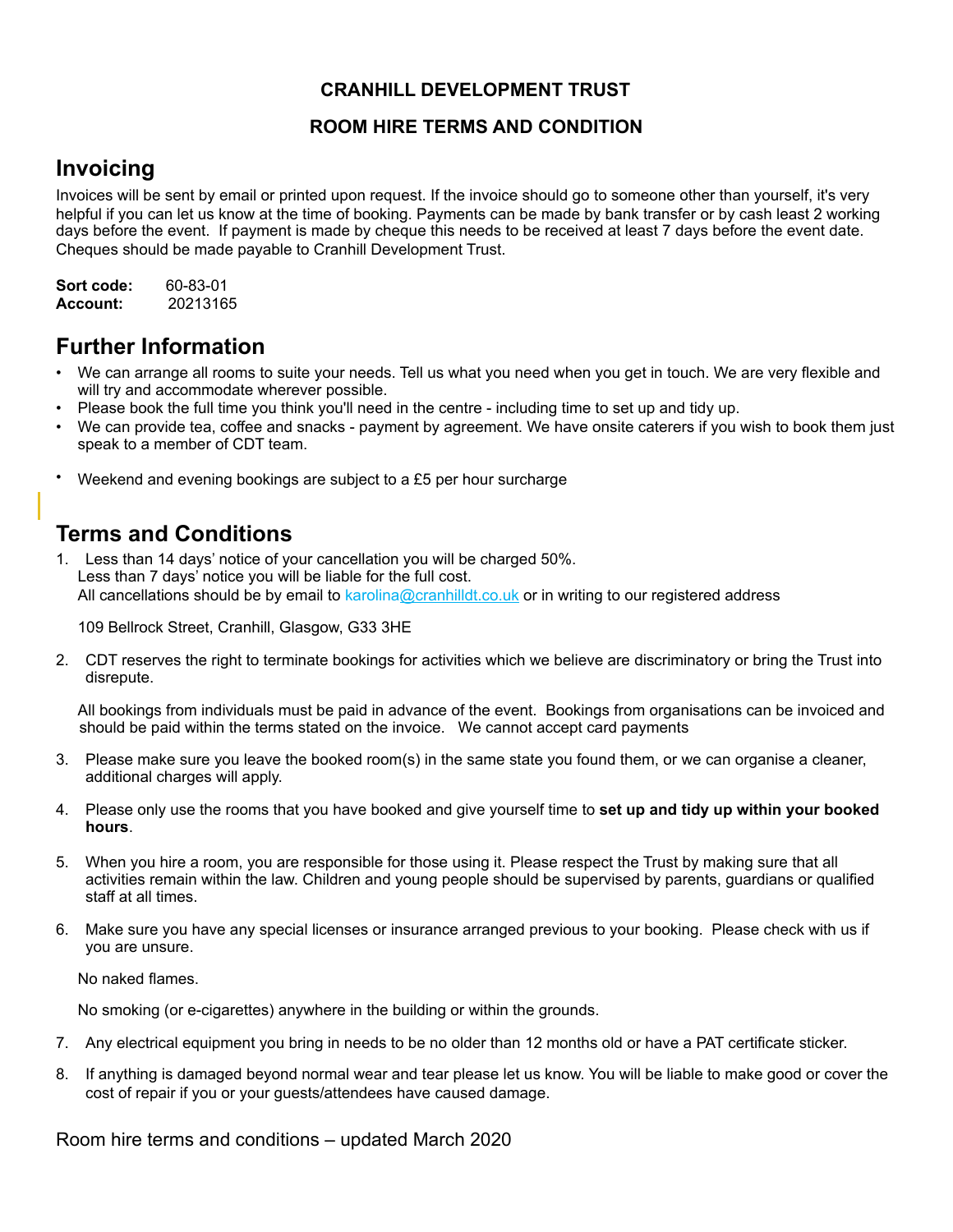**CRANHILL DEVELOPMENT TRUST**

**ROOM HIRE TERMS AND CONDITION**

## Invoicing

Invoices will be sent by email or printed upon request. If the invoice should go to someone other than yourself, it's very helpful if you can let us know at the time of booking. Payments can be made by bank transfer or by cash least 2 working days before the event. If payment is made by cheque this needs to be received at least 7 days before the event date. Cheques should be made payable to Cranhill Development Trust.

**Sort code:** 60-83-01
**Account:** 20213165

## Further Information

- We can arrange all rooms to suite your needs. Tell us what you need when you get in touch. We are very flexible and will try and accommodate wherever possible.
- Please book the full time you think you'll need in the centre - including time to set up and tidy up.
- We can provide tea, coffee and snacks - payment by agreement. We have onsite caterers if you wish to book them just speak to a member of CDT team.
- Weekend and evening bookings are subject to a £5 per hour surcharge

## Terms and Conditions

1. Less than 14 days' notice of your cancellation you will be charged 50%.
   Less than 7 days' notice you will be liable for the full cost.
   All cancellations should be by email to karolina@cranhilldt.co.uk or in writing to our registered address

   109 Bellrock Street, Cranhill, Glasgow, G33 3HE

2. CDT reserves the right to terminate bookings for activities which we believe are discriminatory or bring the Trust into disrepute.

   All bookings from individuals must be paid in advance of the event. Bookings from organisations can be invoiced and should be paid within the terms stated on the invoice. We cannot accept card payments

3. Please make sure you leave the booked room(s) in the same state you found them, or we can organise a cleaner, additional charges will apply.

4. Please only use the rooms that you have booked and give yourself time to **set up and tidy up within your booked hours**.

5. When you hire a room, you are responsible for those using it. Please respect the Trust by making sure that all activities remain within the law. Children and young people should be supervised by parents, guardians or qualified staff at all times.

6. Make sure you have any special licenses or insurance arranged previous to your booking. Please check with us if you are unsure.

   No naked flames.

   No smoking (or e-cigarettes) anywhere in the building or within the grounds.

7. Any electrical equipment you bring in needs to be no older than 12 months old or have a PAT certificate sticker.

8. If anything is damaged beyond normal wear and tear please let us know. You will be liable to make good or cover the cost of repair if you or your guests/attendees have caused damage.

Room hire terms and conditions – updated March 2020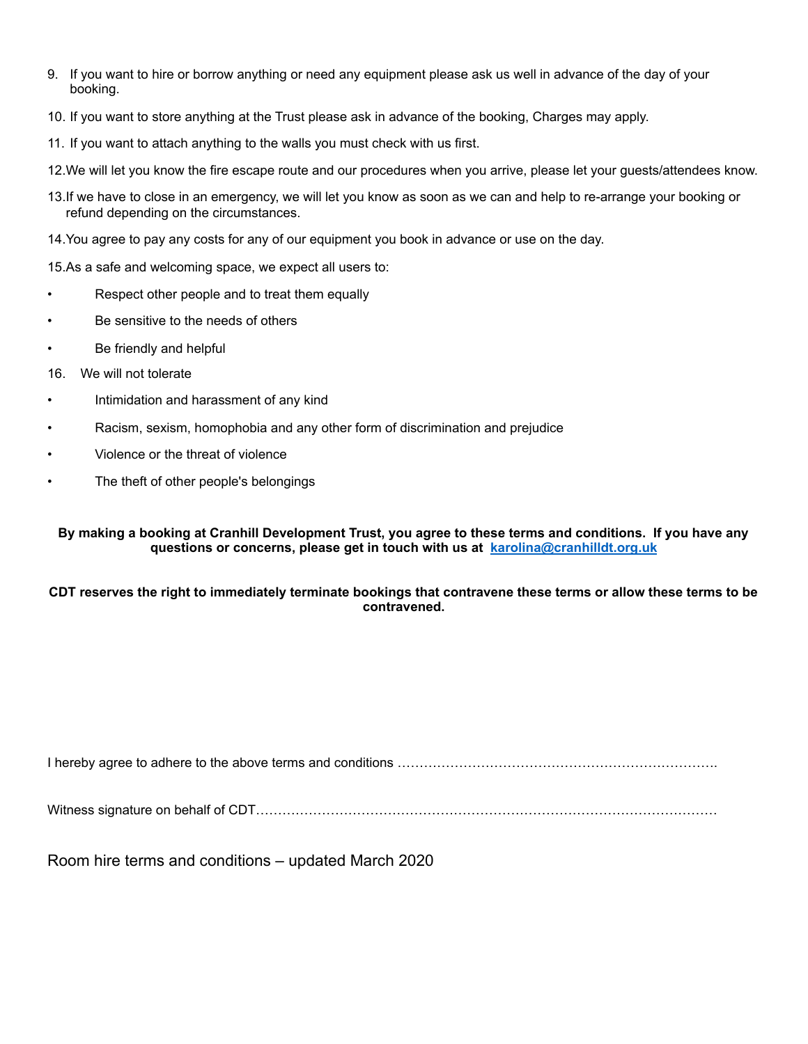9. If you want to hire or borrow anything or need any equipment please ask us well in advance of the day of your booking.

10. If you want to store anything at the Trust please ask in advance of the booking, Charges may apply.

11. If you want to attach anything to the walls you must check with us first.

12. We will let you know the fire escape route and our procedures when you arrive, please let your guests/attendees know.

13. If we have to close in an emergency, we will let you know as soon as we can and help to re-arrange your booking or refund depending on the circumstances.

14. You agree to pay any costs for any of our equipment you book in advance or use on the day.

15. As a safe and welcoming space, we expect all users to:

- Respect other people and to treat them equally
- Be sensitive to the needs of others
- Be friendly and helpful

16. We will not tolerate

- Intimidation and harassment of any kind
- Racism, sexism, homophobia and any other form of discrimination and prejudice
- Violence or the threat of violence
- The theft of other people's belongings

**By making a booking at Cranhill Development Trust, you agree to these terms and conditions. If you have any questions or concerns, please get in touch with us at [karolina@cranhilldt.org.uk](mailto:karolina@cranhilldt.org.uk)**

**CDT reserves the right to immediately terminate bookings that contravene these terms or allow these terms to be contravened.**

I hereby agree to adhere to the above terms and conditions ……………………………………………………………….

Witness signature on behalf of CDT………………………………………………………………………………………

Room hire terms and conditions – updated March 2020